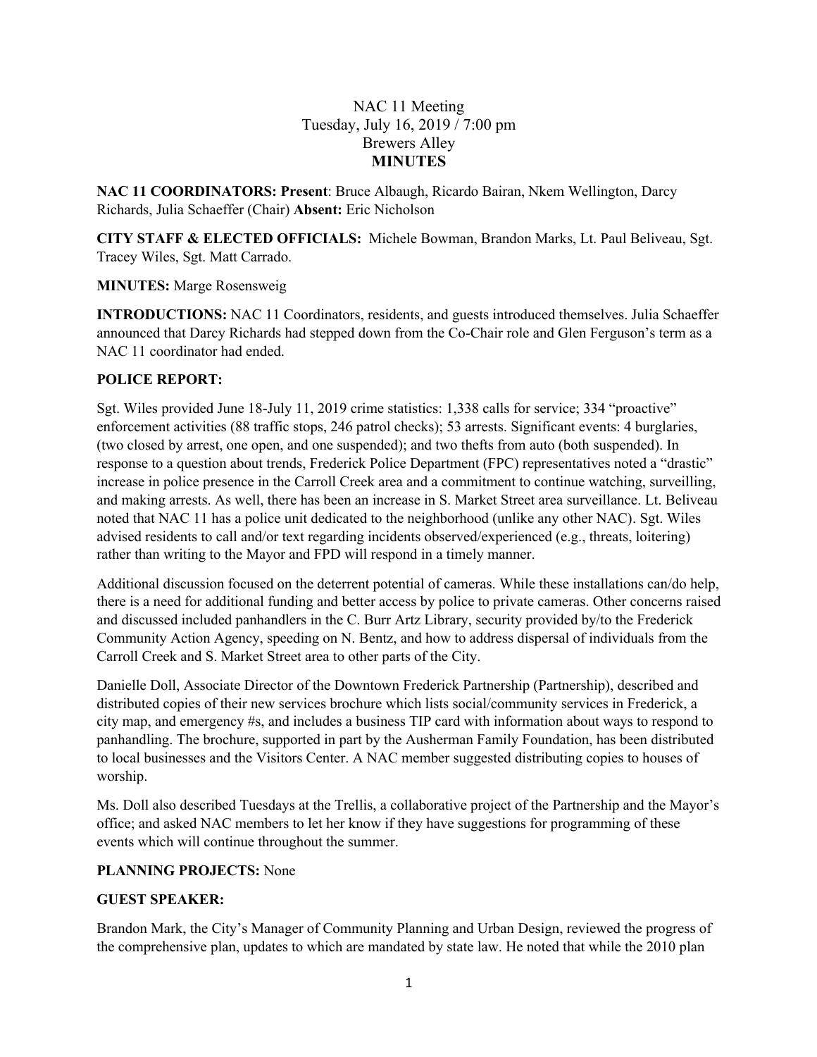NAC 11 Meeting
Tuesday, July 16, 2019 / 7:00 pm
Brewers Alley
**MINUTES**

**NAC 11 COORDINATORS: Present**: Bruce Albaugh, Ricardo Bairan, Nkem Wellington, Darcy Richards, Julia Schaeffer (Chair) **Absent:** Eric Nicholson

**CITY STAFF & ELECTED OFFICIALS:** Michele Bowman, Brandon Marks, Lt. Paul Beliveau, Sgt. Tracey Wiles, Sgt. Matt Carrado.

**MINUTES:** Marge Rosensweig

**INTRODUCTIONS:** NAC 11 Coordinators, residents, and guests introduced themselves. Julia Schaeffer announced that Darcy Richards had stepped down from the Co-Chair role and Glen Ferguson's term as a NAC 11 coordinator had ended.

**POLICE REPORT:**

Sgt. Wiles provided June 18-July 11, 2019 crime statistics: 1,338 calls for service; 334 "proactive" enforcement activities (88 traffic stops, 246 patrol checks); 53 arrests. Significant events: 4 burglaries, (two closed by arrest, one open, and one suspended); and two thefts from auto (both suspended). In response to a question about trends, Frederick Police Department (FPC) representatives noted a "drastic" increase in police presence in the Carroll Creek area and a commitment to continue watching, surveilling, and making arrests. As well, there has been an increase in S. Market Street area surveillance. Lt. Beliveau noted that NAC 11 has a police unit dedicated to the neighborhood (unlike any other NAC). Sgt. Wiles advised residents to call and/or text regarding incidents observed/experienced (e.g., threats, loitering) rather than writing to the Mayor and FPD will respond in a timely manner.

Additional discussion focused on the deterrent potential of cameras. While these installations can/do help, there is a need for additional funding and better access by police to private cameras. Other concerns raised and discussed included panhandlers in the C. Burr Artz Library, security provided by/to the Frederick Community Action Agency, speeding on N. Bentz, and how to address dispersal of individuals from the Carroll Creek and S. Market Street area to other parts of the City.

Danielle Doll, Associate Director of the Downtown Frederick Partnership (Partnership), described and distributed copies of their new services brochure which lists social/community services in Frederick, a city map, and emergency #s, and includes a business TIP card with information about ways to respond to panhandling. The brochure, supported in part by the Ausherman Family Foundation, has been distributed to local businesses and the Visitors Center. A NAC member suggested distributing copies to houses of worship.

Ms. Doll also described Tuesdays at the Trellis, a collaborative project of the Partnership and the Mayor's office; and asked NAC members to let her know if they have suggestions for programming of these events which will continue throughout the summer.

**PLANNING PROJECTS:** None

**GUEST SPEAKER:**

Brandon Mark, the City's Manager of Community Planning and Urban Design, reviewed the progress of the comprehensive plan, updates to which are mandated by state law. He noted that while the 2010 plan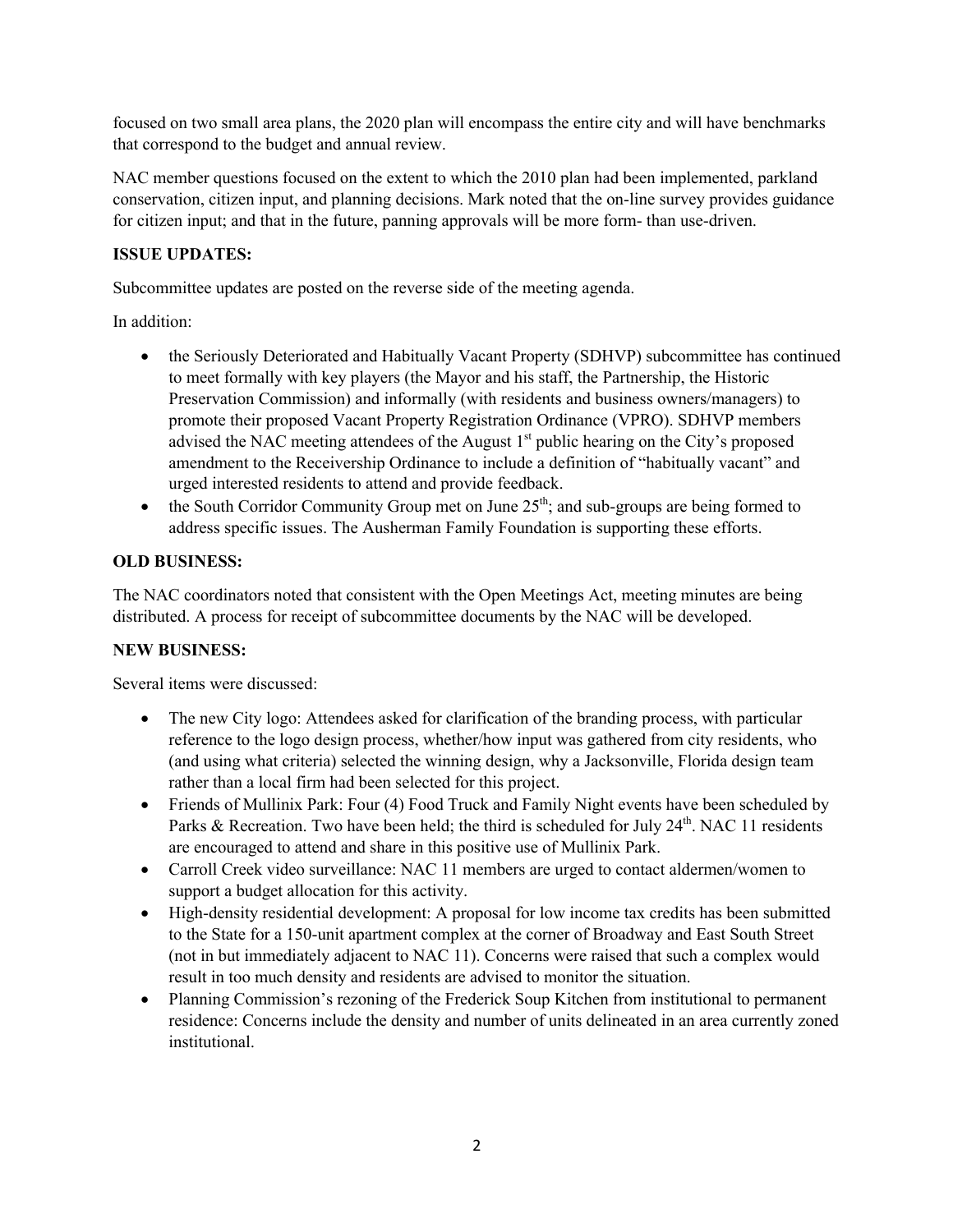focused on two small area plans, the 2020 plan will encompass the entire city and will have benchmarks that correspond to the budget and annual review.

NAC member questions focused on the extent to which the 2010 plan had been implemented, parkland conservation, citizen input, and planning decisions. Mark noted that the on-line survey provides guidance for citizen input; and that in the future, panning approvals will be more form- than use-driven.

**ISSUE UPDATES:**

Subcommittee updates are posted on the reverse side of the meeting agenda.

In addition:

- the Seriously Deteriorated and Habitually Vacant Property (SDHVP) subcommittee has continued to meet formally with key players (the Mayor and his staff, the Partnership, the Historic Preservation Commission) and informally (with residents and business owners/managers) to promote their proposed Vacant Property Registration Ordinance (VPRO). SDHVP members advised the NAC meeting attendees of the August 1st public hearing on the City's proposed amendment to the Receivership Ordinance to include a definition of "habitually vacant" and urged interested residents to attend and provide feedback.
- the South Corridor Community Group met on June 25th; and sub-groups are being formed to address specific issues. The Ausherman Family Foundation is supporting these efforts.

**OLD BUSINESS:**

The NAC coordinators noted that consistent with the Open Meetings Act, meeting minutes are being distributed. A process for receipt of subcommittee documents by the NAC will be developed.

**NEW BUSINESS:**

Several items were discussed:

- The new City logo: Attendees asked for clarification of the branding process, with particular reference to the logo design process, whether/how input was gathered from city residents, who (and using what criteria) selected the winning design, why a Jacksonville, Florida design team rather than a local firm had been selected for this project.
- Friends of Mullinix Park: Four (4) Food Truck and Family Night events have been scheduled by Parks & Recreation. Two have been held; the third is scheduled for July 24th. NAC 11 residents are encouraged to attend and share in this positive use of Mullinix Park.
- Carroll Creek video surveillance: NAC 11 members are urged to contact aldermen/women to support a budget allocation for this activity.
- High-density residential development: A proposal for low income tax credits has been submitted to the State for a 150-unit apartment complex at the corner of Broadway and East South Street (not in but immediately adjacent to NAC 11). Concerns were raised that such a complex would result in too much density and residents are advised to monitor the situation.
- Planning Commission's rezoning of the Frederick Soup Kitchen from institutional to permanent residence: Concerns include the density and number of units delineated in an area currently zoned institutional.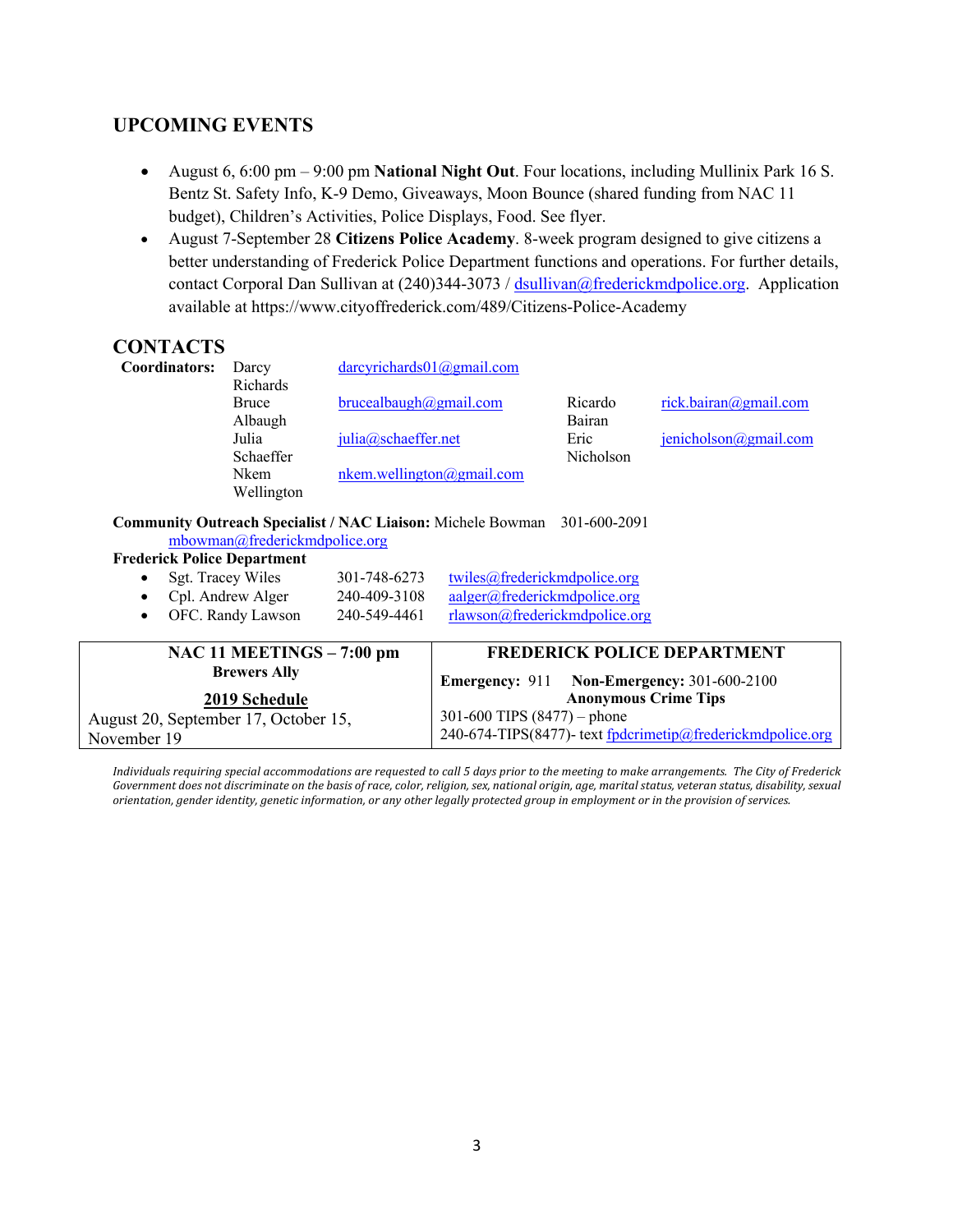## UPCOMING EVENTS

- August 6, 6:00 pm – 9:00 pm **National Night Out**. Four locations, including Mullinix Park 16 S. Bentz St. Safety Info, K-9 Demo, Giveaways, Moon Bounce (shared funding from NAC 11 budget), Children's Activities, Police Displays, Food. See flyer.
- August 7-September 28 **Citizens Police Academy**. 8-week program designed to give citizens a better understanding of Frederick Police Department functions and operations. For further details, contact Corporal Dan Sullivan at (240)344-3073 / dsullivan@frederickmdpolice.org. Application available at https://www.cityoffrederick.com/489/Citizens-Police-Academy

## CONTACTS

| | | | | |
|---|---|---|---|---|
| **Coordinators:** | Darcy Richards | darcyrichards01@gmail.com | | |
| | Bruce Albaugh | brucealbaugh@gmail.com | Ricardo Bairan | rick.bairan@gmail.com |
| | Julia Schaeffer | julia@schaeffer.net | Eric Nicholson | jenicholson@gmail.com |
| | Nkem Wellington | nkem.wellington@gmail.com | | |

**Community Outreach Specialist / NAC Liaison:** Michele Bowman 301-600-2091
mbowman@frederickmdpolice.org

**Frederick Police Department**

- Sgt. Tracey Wiles 301-748-6273 twiles@frederickmdpolice.org
- Cpl. Andrew Alger 240-409-3108 aalger@frederickmdpolice.org
- OFC. Randy Lawson 240-549-4461 rlawson@frederickmdpolice.org

| **NAC 11 MEETINGS – 7:00 pm** | **FREDERICK POLICE DEPARTMENT** |
|---|---|
| **Brewers Ally** | **Emergency:** 911 **Non-Emergency:** 301-600-2100 |
| **2019 Schedule** | **Anonymous Crime Tips** |
| August 20, September 17, October 15, November 19 | 301-600 TIPS (8477) – phone<br>240-674-TIPS(8477)- text fpdcrimetip@frederickmdpolice.org |

*Individuals requiring special accommodations are requested to call 5 days prior to the meeting to make arrangements. The City of Frederick Government does not discriminate on the basis of race, color, religion, sex, national origin, age, marital status, veteran status, disability, sexual orientation, gender identity, genetic information, or any other legally protected group in employment or in the provision of services.*